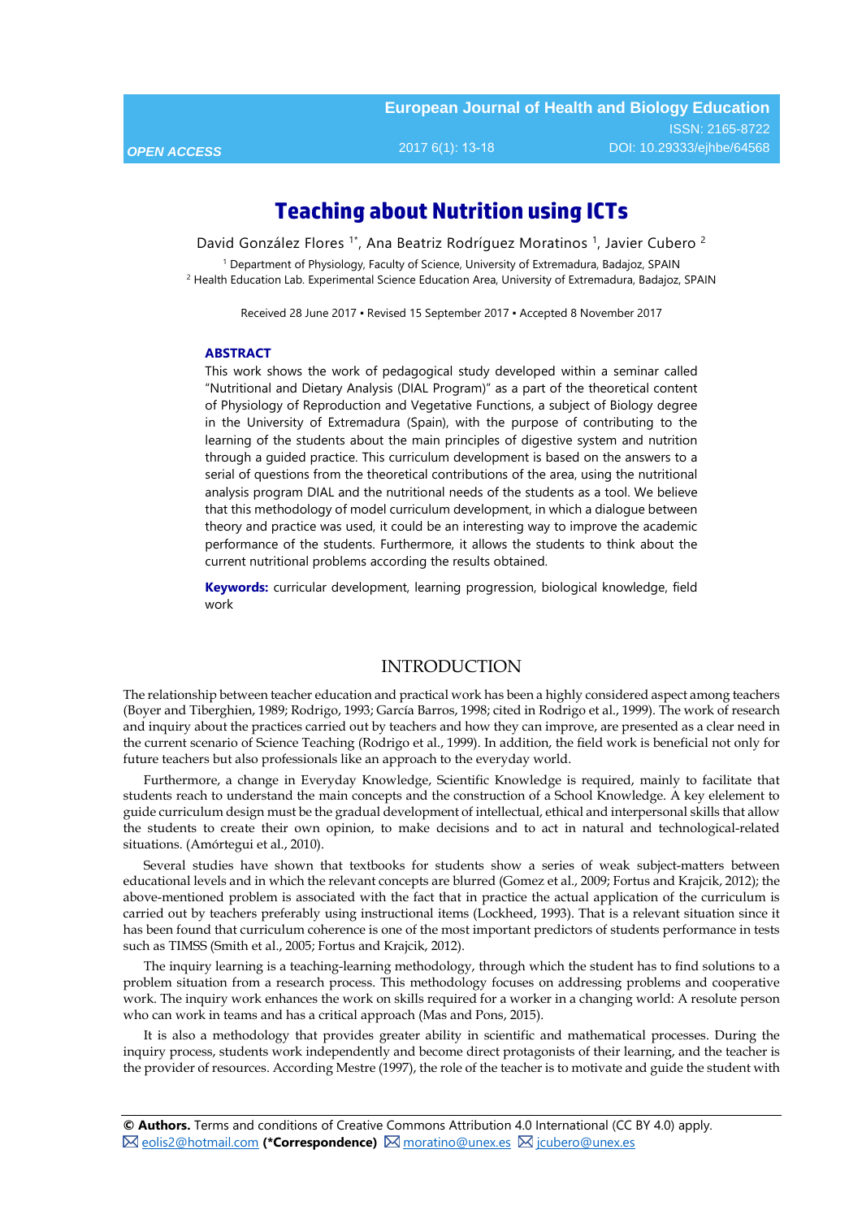# Teaching about Nutrition using ICTs

David González Flores [1*], Ana Beatriz Rodríguez Moratinos [1], Javier Cubero [2]

[1] Department of Physiology, Faculty of Science, University of Extremadura, Badajoz, SPAIN
[2] Health Education Lab. Experimental Science Education Area, University of Extremadura, Badajoz, SPAIN

Received 28 June 2017 ▪ Revised 15 September 2017 ▪ Accepted 8 November 2017

## ABSTRACT

This work shows the work of pedagogical study developed within a seminar called "Nutritional and Dietary Analysis (DIAL Program)" as a part of the theoretical content of Physiology of Reproduction and Vegetative Functions, a subject of Biology degree in the University of Extremadura (Spain), with the purpose of contributing to the learning of the students about the main principles of digestive system and nutrition through a guided practice. This curriculum development is based on the answers to a serial of questions from the theoretical contributions of the area, using the nutritional analysis program DIAL and the nutritional needs of the students as a tool. We believe that this methodology of model curriculum development, in which a dialogue between theory and practice was used, it could be an interesting way to improve the academic performance of the students. Furthermore, it allows the students to think about the current nutritional problems according the results obtained.

**Keywords:** curricular development, learning progression, biological knowledge, field work

## INTRODUCTION

The relationship between teacher education and practical work has been a highly considered aspect among teachers (Boyer and Tiberghien, 1989; Rodrigo, 1993; García Barros, 1998; cited in Rodrigo et al., 1999). The work of research and inquiry about the practices carried out by teachers and how they can improve, are presented as a clear need in the current scenario of Science Teaching (Rodrigo et al., 1999). In addition, the field work is beneficial not only for future teachers but also professionals like an approach to the everyday world.

Furthermore, a change in Everyday Knowledge, Scientific Knowledge is required, mainly to facilitate that students reach to understand the main concepts and the construction of a School Knowledge. A key elelement to guide curriculum design must be the gradual development of intellectual, ethical and interpersonal skills that allow the students to create their own opinion, to make decisions and to act in natural and technological-related situations. (Amórtegui et al., 2010).

Several studies have shown that textbooks for students show a series of weak subject-matters between educational levels and in which the relevant concepts are blurred (Gomez et al., 2009; Fortus and Krajcik, 2012); the above-mentioned problem is associated with the fact that in practice the actual application of the curriculum is carried out by teachers preferably using instructional items (Lockheed, 1993). That is a relevant situation since it has been found that curriculum coherence is one of the most important predictors of students performance in tests such as TIMSS (Smith et al., 2005; Fortus and Krajcik, 2012).

The inquiry learning is a teaching-learning methodology, through which the student has to find solutions to a problem situation from a research process. This methodology focuses on addressing problems and cooperative work. The inquiry work enhances the work on skills required for a worker in a changing world: A resolute person who can work in teams and has a critical approach (Mas and Pons, 2015).

It is also a methodology that provides greater ability in scientific and mathematical processes. During the inquiry process, students work independently and become direct protagonists of their learning, and the teacher is the provider of resources. According Mestre (1997), the role of the teacher is to motivate and guide the student with

---

**© Authors.** Terms and conditions of Creative Commons Attribution 4.0 International (CC BY 4.0) apply.
eolis2@hotmail.com **(\*Correspondence)** moratino@unex.es jcubero@unex.es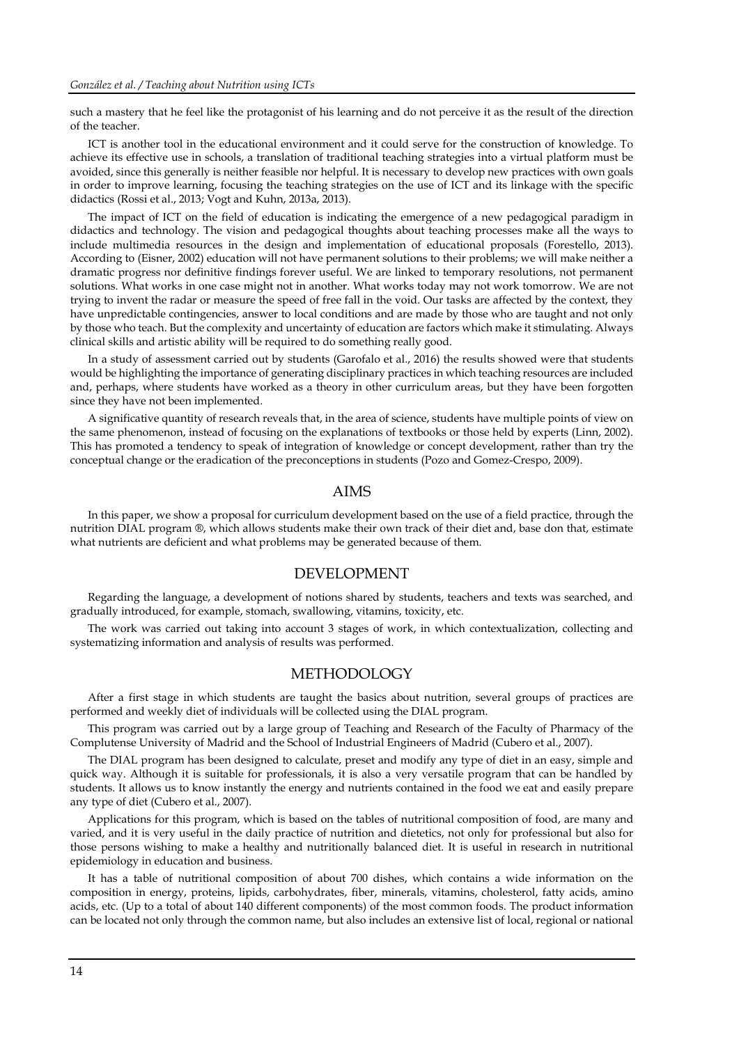such a mastery that he feel like the protagonist of his learning and do not perceive it as the result of the direction of the teacher.

ICT is another tool in the educational environment and it could serve for the construction of knowledge. To achieve its effective use in schools, a translation of traditional teaching strategies into a virtual platform must be avoided, since this generally is neither feasible nor helpful. It is necessary to develop new practices with own goals in order to improve learning, focusing the teaching strategies on the use of ICT and its linkage with the specific didactics (Rossi et al., 2013; Vogt and Kuhn, 2013a, 2013).

The impact of ICT on the field of education is indicating the emergence of a new pedagogical paradigm in didactics and technology. The vision and pedagogical thoughts about teaching processes make all the ways to include multimedia resources in the design and implementation of educational proposals (Forestello, 2013). According to (Eisner, 2002) education will not have permanent solutions to their problems; we will make neither a dramatic progress nor definitive findings forever useful. We are linked to temporary resolutions, not permanent solutions. What works in one case might not in another. What works today may not work tomorrow. We are not trying to invent the radar or measure the speed of free fall in the void. Our tasks are affected by the context, they have unpredictable contingencies, answer to local conditions and are made by those who are taught and not only by those who teach. But the complexity and uncertainty of education are factors which make it stimulating. Always clinical skills and artistic ability will be required to do something really good.

In a study of assessment carried out by students (Garofalo et al., 2016) the results showed were that students would be highlighting the importance of generating disciplinary practices in which teaching resources are included and, perhaps, where students have worked as a theory in other curriculum areas, but they have been forgotten since they have not been implemented.

A significative quantity of research reveals that, in the area of science, students have multiple points of view on the same phenomenon, instead of focusing on the explanations of textbooks or those held by experts (Linn, 2002). This has promoted a tendency to speak of integration of knowledge or concept development, rather than try the conceptual change or the eradication of the preconceptions in students (Pozo and Gomez-Crespo, 2009).

## AIMS

In this paper, we show a proposal for curriculum development based on the use of a field practice, through the nutrition DIAL program ®, which allows students make their own track of their diet and, base don that, estimate what nutrients are deficient and what problems may be generated because of them.

## DEVELOPMENT

Regarding the language, a development of notions shared by students, teachers and texts was searched, and gradually introduced, for example, stomach, swallowing, vitamins, toxicity, etc.

The work was carried out taking into account 3 stages of work, in which contextualization, collecting and systematizing information and analysis of results was performed.

## METHODOLOGY

After a first stage in which students are taught the basics about nutrition, several groups of practices are performed and weekly diet of individuals will be collected using the DIAL program.

This program was carried out by a large group of Teaching and Research of the Faculty of Pharmacy of the Complutense University of Madrid and the School of Industrial Engineers of Madrid (Cubero et al., 2007).

The DIAL program has been designed to calculate, preset and modify any type of diet in an easy, simple and quick way. Although it is suitable for professionals, it is also a very versatile program that can be handled by students. It allows us to know instantly the energy and nutrients contained in the food we eat and easily prepare any type of diet (Cubero et al., 2007).

Applications for this program, which is based on the tables of nutritional composition of food, are many and varied, and it is very useful in the daily practice of nutrition and dietetics, not only for professional but also for those persons wishing to make a healthy and nutritionally balanced diet. It is useful in research in nutritional epidemiology in education and business.

It has a table of nutritional composition of about 700 dishes, which contains a wide information on the composition in energy, proteins, lipids, carbohydrates, fiber, minerals, vitamins, cholesterol, fatty acids, amino acids, etc. (Up to a total of about 140 different components) of the most common foods. The product information can be located not only through the common name, but also includes an extensive list of local, regional or national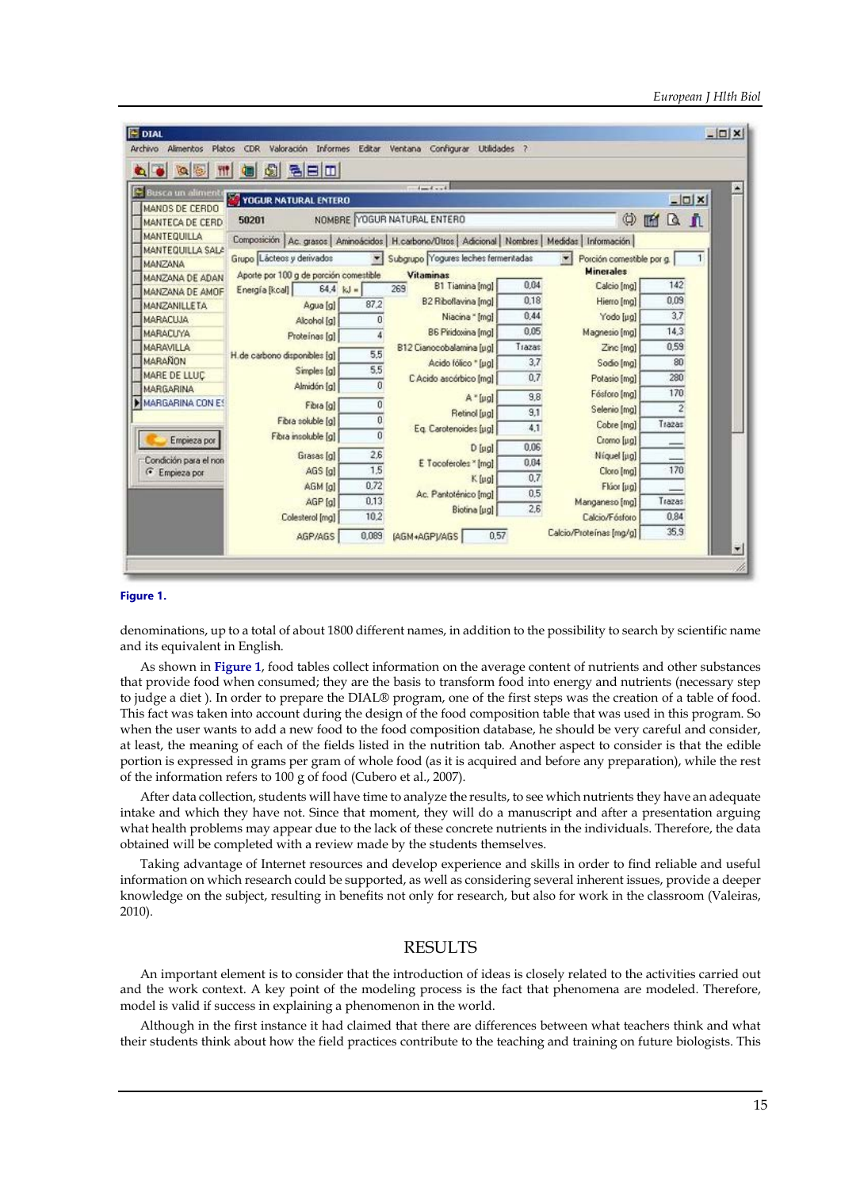Figure 1.

denominations, up to a total of about 1800 different names, in addition to the possibility to search by scientific name and its equivalent in English.

As shown in **Figure 1**, food tables collect information on the average content of nutrients and other substances that provide food when consumed; they are the basis to transform food into energy and nutrients (necessary step to judge a diet ). In order to prepare the DIAL® program, one of the first steps was the creation of a table of food. This fact was taken into account during the design of the food composition table that was used in this program. So when the user wants to add a new food to the food composition database, he should be very careful and consider, at least, the meaning of each of the fields listed in the nutrition tab. Another aspect to consider is that the edible portion is expressed in grams per gram of whole food (as it is acquired and before any preparation), while the rest of the information refers to 100 g of food (Cubero et al., 2007).

After data collection, students will have time to analyze the results, to see which nutrients they have an adequate intake and which they have not. Since that moment, they will do a manuscript and after a presentation arguing what health problems may appear due to the lack of these concrete nutrients in the individuals. Therefore, the data obtained will be completed with a review made by the students themselves.

Taking advantage of Internet resources and develop experience and skills in order to find reliable and useful information on which research could be supported, as well as considering several inherent issues, provide a deeper knowledge on the subject, resulting in benefits not only for research, but also for work in the classroom (Valeiras, 2010).

## RESULTS

An important element is to consider that the introduction of ideas is closely related to the activities carried out and the work context. A key point of the modeling process is the fact that phenomena are modeled. Therefore, model is valid if success in explaining a phenomenon in the world.

Although in the first instance it had claimed that there are differences between what teachers think and what their students think about how the field practices contribute to the teaching and training on future biologists. This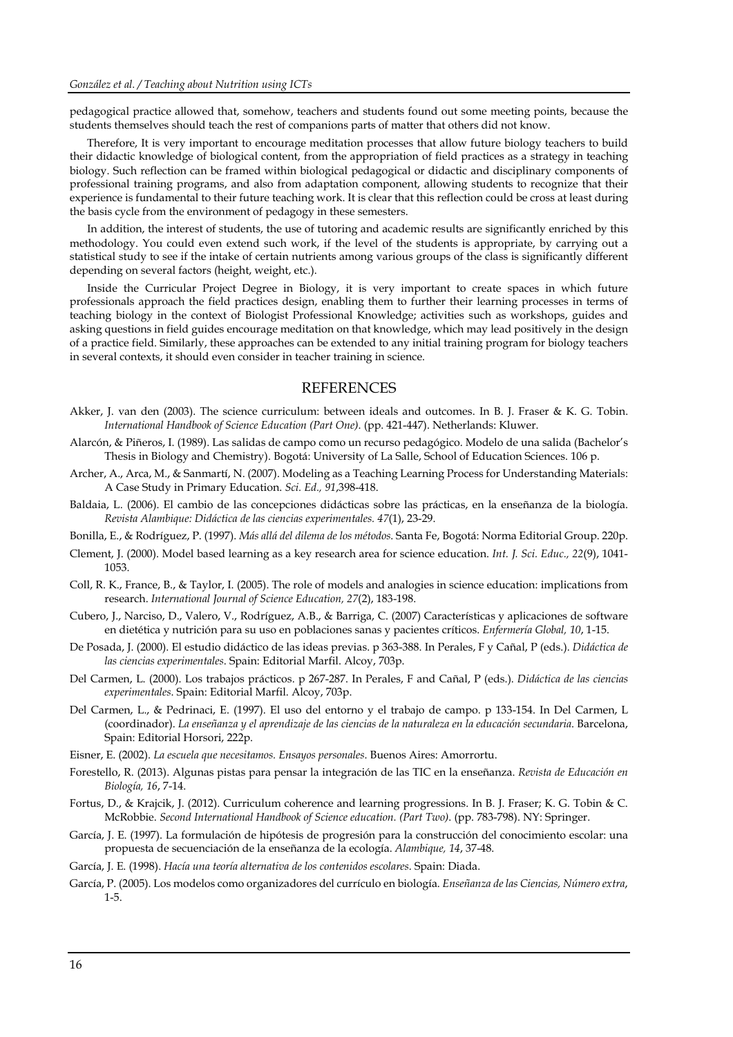pedagogical practice allowed that, somehow, teachers and students found out some meeting points, because the students themselves should teach the rest of companions parts of matter that others did not know.

Therefore, It is very important to encourage meditation processes that allow future biology teachers to build their didactic knowledge of biological content, from the appropriation of field practices as a strategy in teaching biology. Such reflection can be framed within biological pedagogical or didactic and disciplinary components of professional training programs, and also from adaptation component, allowing students to recognize that their experience is fundamental to their future teaching work. It is clear that this reflection could be cross at least during the basis cycle from the environment of pedagogy in these semesters.

In addition, the interest of students, the use of tutoring and academic results are significantly enriched by this methodology. You could even extend such work, if the level of the students is appropriate, by carrying out a statistical study to see if the intake of certain nutrients among various groups of the class is significantly different depending on several factors (height, weight, etc.).

Inside the Curricular Project Degree in Biology, it is very important to create spaces in which future professionals approach the field practices design, enabling them to further their learning processes in terms of teaching biology in the context of Biologist Professional Knowledge; activities such as workshops, guides and asking questions in field guides encourage meditation on that knowledge, which may lead positively in the design of a practice field. Similarly, these approaches can be extended to any initial training program for biology teachers in several contexts, it should even consider in teacher training in science.

## REFERENCES

Akker, J. van den (2003). The science curriculum: between ideals and outcomes. In B. J. Fraser & K. G. Tobin. *International Handbook of Science Education (Part One)*. (pp. 421-447). Netherlands: Kluwer.

Alarcón, & Piñeros, I. (1989). Las salidas de campo como un recurso pedagógico. Modelo de una salida (Bachelor's Thesis in Biology and Chemistry). Bogotá: University of La Salle, School of Education Sciences. 106 p.

Archer, A., Arca, M., & Sanmartí, N. (2007). Modeling as a Teaching Learning Process for Understanding Materials: A Case Study in Primary Education. *Sci. Ed., 91*,398-418.

Baldaia, L. (2006). El cambio de las concepciones didácticas sobre las prácticas, en la enseñanza de la biología. *Revista Alambique: Didáctica de las ciencias experimentales. 47*(1), 23-29.

Bonilla, E., & Rodríguez, P. (1997). *Más allá del dilema de los métodos*. Santa Fe, Bogotá: Norma Editorial Group. 220p.

Clement, J. (2000). Model based learning as a key research area for science education. *Int. J. Sci. Educ., 22*(9), 1041-1053.

Coll, R. K., France, B., & Taylor, I. (2005). The role of models and analogies in science education: implications from research. *International Journal of Science Education, 27*(2), 183-198.

Cubero, J., Narciso, D., Valero, V., Rodríguez, A.B., & Barriga, C. (2007) Características y aplicaciones de software en dietética y nutrición para su uso en poblaciones sanas y pacientes críticos. *Enfermería Global, 10*, 1-15.

De Posada, J. (2000). El estudio didáctico de las ideas previas. p 363-388. In Perales, F y Cañal, P (eds.). *Didáctica de las ciencias experimentales*. Spain: Editorial Marfil. Alcoy, 703p.

Del Carmen, L. (2000). Los trabajos prácticos. p 267-287. In Perales, F and Cañal, P (eds.). *Didáctica de las ciencias experimentales*. Spain: Editorial Marfil. Alcoy, 703p.

Del Carmen, L., & Pedrinaci, E. (1997). El uso del entorno y el trabajo de campo. p 133-154. In Del Carmen, L (coordinador). *La enseñanza y el aprendizaje de las ciencias de la naturaleza en la educación secundaria*. Barcelona, Spain: Editorial Horsori, 222p.

Eisner, E. (2002). *La escuela que necesitamos. Ensayos personales*. Buenos Aires: Amorrortu.

Forestello, R. (2013). Algunas pistas para pensar la integración de las TIC en la enseñanza. *Revista de Educación en Biología, 16*, 7-14.

Fortus, D., & Krajcik, J. (2012). Curriculum coherence and learning progressions. In B. J. Fraser; K. G. Tobin & C. McRobbie. *Second International Handbook of Science education. (Part Two)*. (pp. 783-798). NY: Springer.

García, J. E. (1997). La formulación de hipótesis de progresión para la construcción del conocimiento escolar: una propuesta de secuenciación de la enseñanza de la ecología. *Alambique, 14*, 37-48.

García, J. E. (1998). *Hacía una teoría alternativa de los contenidos escolares*. Spain: Diada.

García, P. (2005). Los modelos como organizadores del currículo en biología. *Enseñanza de las Ciencias, Número extra*, 1-5.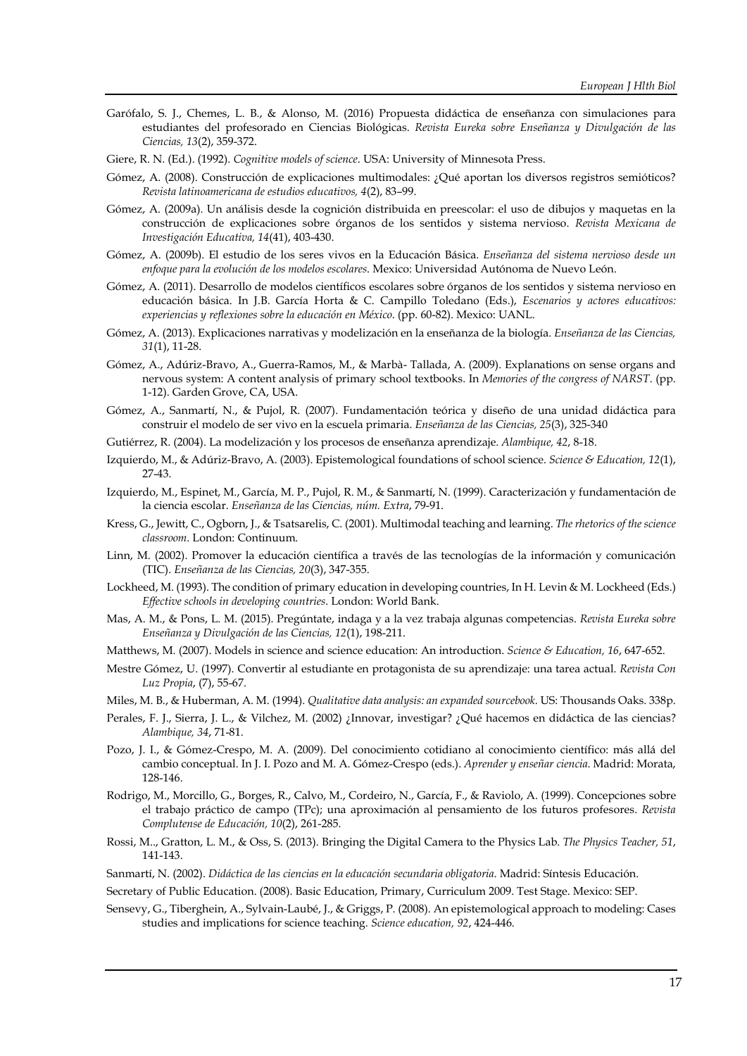Garófalo, S. J., Chemes, L. B., & Alonso, M. (2016) Propuesta didáctica de enseñanza con simulaciones para estudiantes del profesorado en Ciencias Biológicas. *Revista Eureka sobre Enseñanza y Divulgación de las Ciencias, 13*(2), 359-372.

Giere, R. N. (Ed.). (1992). *Cognitive models of science*. USA: University of Minnesota Press.

Gómez, A. (2008). Construcción de explicaciones multimodales: ¿Qué aportan los diversos registros semióticos? *Revista latinoamericana de estudios educativos, 4*(2), 83–99.

Gómez, A. (2009a). Un análisis desde la cognición distribuida en preescolar: el uso de dibujos y maquetas en la construcción de explicaciones sobre órganos de los sentidos y sistema nervioso. *Revista Mexicana de Investigación Educativa, 14*(41), 403-430.

Gómez, A. (2009b). El estudio de los seres vivos en la Educación Básica. *Enseñanza del sistema nervioso desde un enfoque para la evolución de los modelos escolares*. Mexico: Universidad Autónoma de Nuevo León.

Gómez, A. (2011). Desarrollo de modelos científicos escolares sobre órganos de los sentidos y sistema nervioso en educación básica. In J.B. García Horta & C. Campillo Toledano (Eds.), *Escenarios y actores educativos: experiencias y reflexiones sobre la educación en México*. (pp. 60-82). Mexico: UANL.

Gómez, A. (2013). Explicaciones narrativas y modelización en la enseñanza de la biología. *Enseñanza de las Ciencias, 31*(1), 11-28.

Gómez, A., Adúriz-Bravo, A., Guerra-Ramos, M., & Marbà- Tallada, A. (2009). Explanations on sense organs and nervous system: A content analysis of primary school textbooks. In *Memories of the congress of NARST*. (pp. 1-12). Garden Grove, CA, USA.

Gómez, A., Sanmartí, N., & Pujol, R. (2007). Fundamentación teórica y diseño de una unidad didáctica para construir el modelo de ser vivo en la escuela primaria. *Enseñanza de las Ciencias, 25*(3), 325-340

Gutiérrez, R. (2004). La modelización y los procesos de enseñanza aprendizaje. *Alambique, 42*, 8-18.

Izquierdo, M., & Adúriz-Bravo, A. (2003). Epistemological foundations of school science. *Science & Education, 12*(1), 27-43.

Izquierdo, M., Espinet, M., García, M. P., Pujol, R. M., & Sanmartí, N. (1999). Caracterización y fundamentación de la ciencia escolar. *Enseñanza de las Ciencias, núm. Extra*, 79-91.

Kress, G., Jewitt, C., Ogborn, J., & Tsatsarelis, C. (2001). Multimodal teaching and learning. *The rhetorics of the science classroom*. London: Continuum.

Linn, M. (2002). Promover la educación científica a través de las tecnologías de la información y comunicación (TIC). *Enseñanza de las Ciencias, 20*(3), 347-355.

Lockheed, M. (1993). The condition of primary education in developing countries, In H. Levin & M. Lockheed (Eds.) *Effective schools in developing countries*. London: World Bank.

Mas, A. M., & Pons, L. M. (2015). Pregúntate, indaga y a la vez trabaja algunas competencias. *Revista Eureka sobre Enseñanza y Divulgación de las Ciencias, 12*(1), 198-211.

Matthews, M. (2007). Models in science and science education: An introduction. *Science & Education, 16*, 647-652.

Mestre Gómez, U. (1997). Convertir al estudiante en protagonista de su aprendizaje: una tarea actual. *Revista Con Luz Propia*, (7), 55-67.

Miles, M. B., & Huberman, A. M. (1994). *Qualitative data analysis: an expanded sourcebook*. US: Thousands Oaks. 338p.

Perales, F. J., Sierra, J. L., & Vilchez, M. (2002) ¿Innovar, investigar? ¿Qué hacemos en didáctica de las ciencias? *Alambique, 34*, 71-81.

Pozo, J. I., & Gómez-Crespo, M. A. (2009). Del conocimiento cotidiano al conocimiento científico: más allá del cambio conceptual. In J. I. Pozo and M. A. Gómez-Crespo (eds.). *Aprender y enseñar ciencia*. Madrid: Morata, 128-146.

Rodrigo, M., Morcillo, G., Borges, R., Calvo, M., Cordeiro, N., García, F., & Raviolo, A. (1999). Concepciones sobre el trabajo práctico de campo (TPc); una aproximación al pensamiento de los futuros profesores. *Revista Complutense de Educación, 10*(2), 261-285.

Rossi, M.., Gratton, L. M., & Oss, S. (2013). Bringing the Digital Camera to the Physics Lab. *The Physics Teacher, 51*, 141-143.

Sanmartí, N. (2002). *Didáctica de las ciencias en la educación secundaria obligatoria*. Madrid: Síntesis Educación.

Secretary of Public Education. (2008). Basic Education, Primary, Curriculum 2009. Test Stage. Mexico: SEP.

Sensevy, G., Tiberghein, A., Sylvain-Laubé, J., & Griggs, P. (2008). An epistemological approach to modeling: Cases studies and implications for science teaching. *Science education, 92*, 424-446.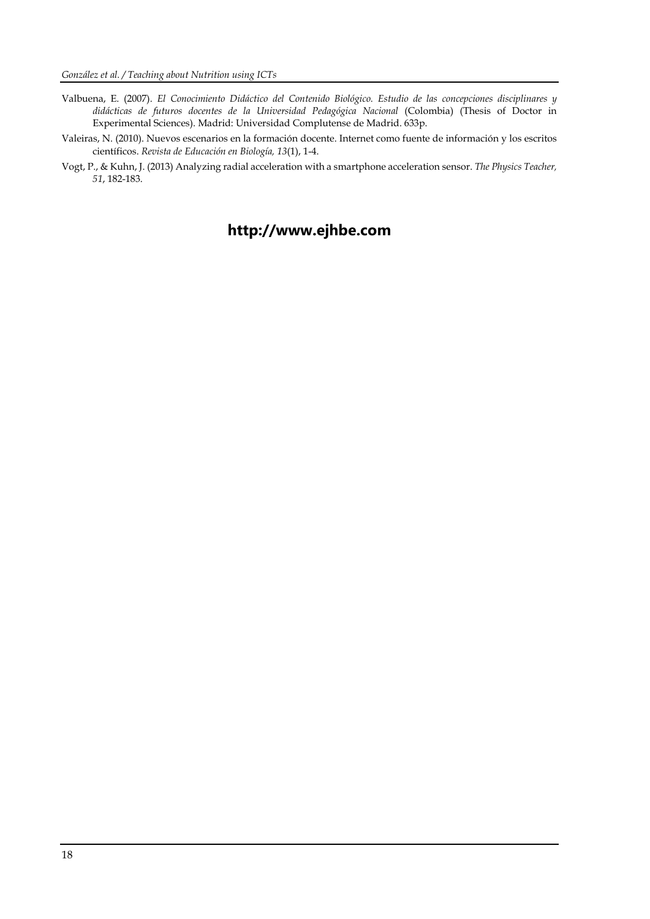Valbuena, E. (2007). *El Conocimiento Didáctico del Contenido Biológico. Estudio de las concepciones disciplinares y didácticas de futuros docentes de la Universidad Pedagógica Nacional* (Colombia) (Thesis of Doctor in Experimental Sciences). Madrid: Universidad Complutense de Madrid. 633p.

Valeiras, N. (2010). Nuevos escenarios en la formación docente. Internet como fuente de información y los escritos científicos. *Revista de Educación en Biología, 13*(1), 1-4.

Vogt, P., & Kuhn, J. (2013) Analyzing radial acceleration with a smartphone acceleration sensor. *The Physics Teacher, 51*, 182-183.

**http://www.ejhbe.com**